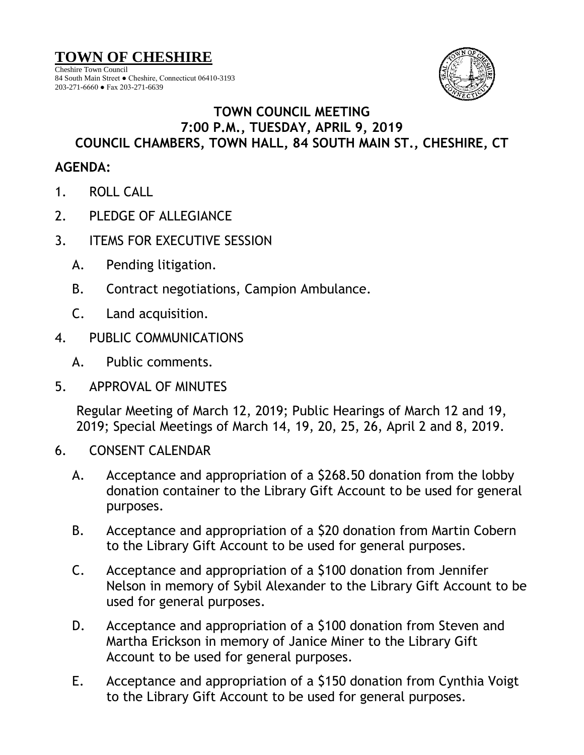# TOWN OF CHESHIRE

Cheshire Town Council
84 South Main Street ● Cheshire, Connecticut 06410-3193
203-271-6660 ● Fax 203-271-6639

## TOWN COUNCIL MEETING
## 7:00 P.M., TUESDAY, APRIL 9, 2019
## COUNCIL CHAMBERS, TOWN HALL, 84 SOUTH MAIN ST., CHESHIRE, CT

**AGENDA:**

1. ROLL CALL
2. PLEDGE OF ALLEGIANCE
3. ITEMS FOR EXECUTIVE SESSION
   - A. Pending litigation.
   - B. Contract negotiations, Campion Ambulance.
   - C. Land acquisition.
4. PUBLIC COMMUNICATIONS
   - A. Public comments.
5. APPROVAL OF MINUTES

   Regular Meeting of March 12, 2019; Public Hearings of March 12 and 19, 2019; Special Meetings of March 14, 19, 20, 25, 26, April 2 and 8, 2019.
6. CONSENT CALENDAR
   - A. Acceptance and appropriation of a $268.50 donation from the lobby donation container to the Library Gift Account to be used for general purposes.
   - B. Acceptance and appropriation of a $20 donation from Martin Cobern to the Library Gift Account to be used for general purposes.
   - C. Acceptance and appropriation of a $100 donation from Jennifer Nelson in memory of Sybil Alexander to the Library Gift Account to be used for general purposes.
   - D. Acceptance and appropriation of a $100 donation from Steven and Martha Erickson in memory of Janice Miner to the Library Gift Account to be used for general purposes.
   - E. Acceptance and appropriation of a $150 donation from Cynthia Voigt to the Library Gift Account to be used for general purposes.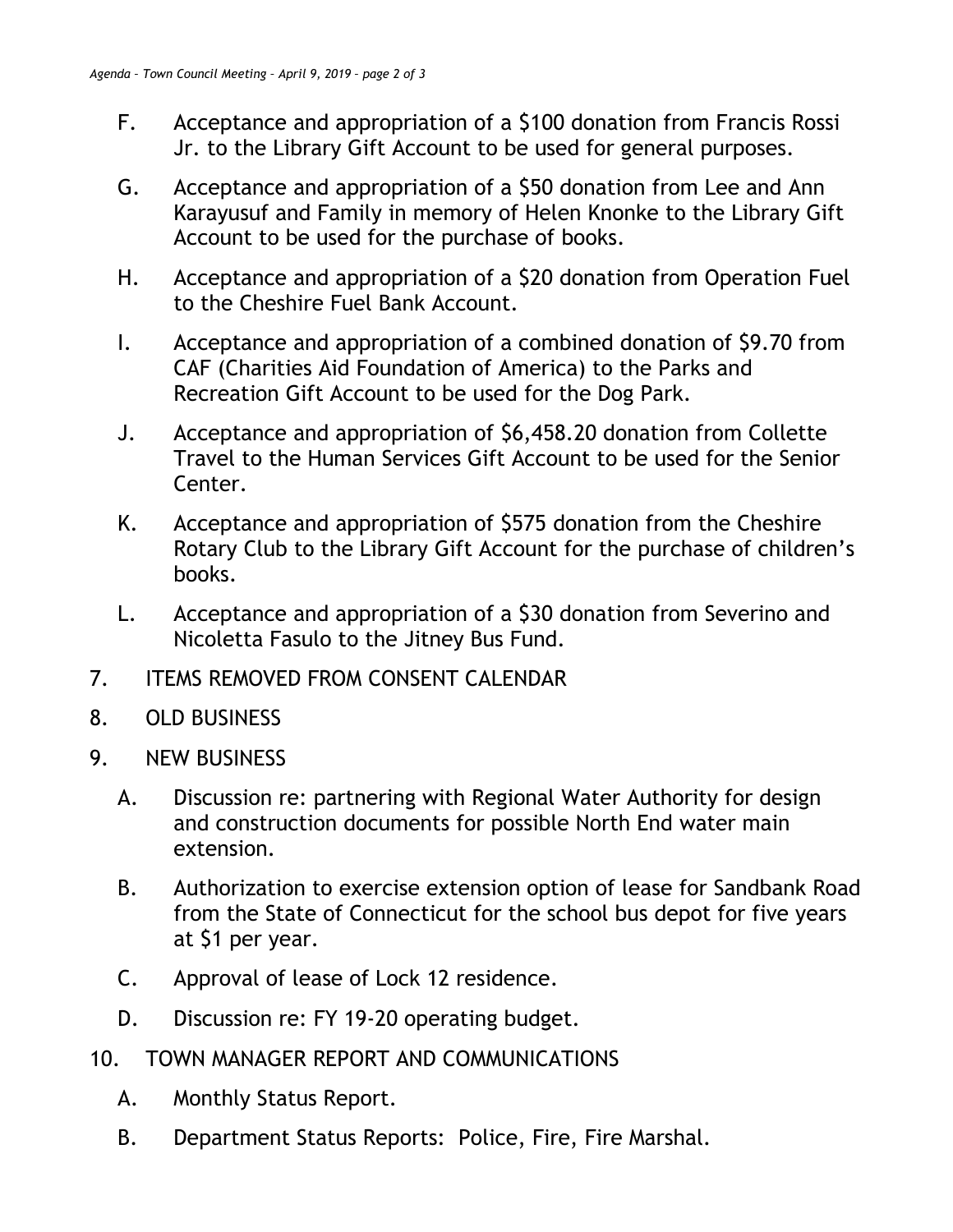F. Acceptance and appropriation of a $100 donation from Francis Rossi Jr. to the Library Gift Account to be used for general purposes.

G. Acceptance and appropriation of a $50 donation from Lee and Ann Karayusuf and Family in memory of Helen Knonke to the Library Gift Account to be used for the purchase of books.

H. Acceptance and appropriation of a $20 donation from Operation Fuel to the Cheshire Fuel Bank Account.

I. Acceptance and appropriation of a combined donation of $9.70 from CAF (Charities Aid Foundation of America) to the Parks and Recreation Gift Account to be used for the Dog Park.

J. Acceptance and appropriation of $6,458.20 donation from Collette Travel to the Human Services Gift Account to be used for the Senior Center.

K. Acceptance and appropriation of $575 donation from the Cheshire Rotary Club to the Library Gift Account for the purchase of children's books.

L. Acceptance and appropriation of a $30 donation from Severino and Nicoletta Fasulo to the Jitney Bus Fund.

7. ITEMS REMOVED FROM CONSENT CALENDAR

8. OLD BUSINESS

9. NEW BUSINESS

   A. Discussion re: partnering with Regional Water Authority for design and construction documents for possible North End water main extension.

   B. Authorization to exercise extension option of lease for Sandbank Road from the State of Connecticut for the school bus depot for five years at $1 per year.

   C. Approval of lease of Lock 12 residence.

   D. Discussion re: FY 19-20 operating budget.

10. TOWN MANAGER REPORT AND COMMUNICATIONS

   A. Monthly Status Report.

   B. Department Status Reports: Police, Fire, Fire Marshal.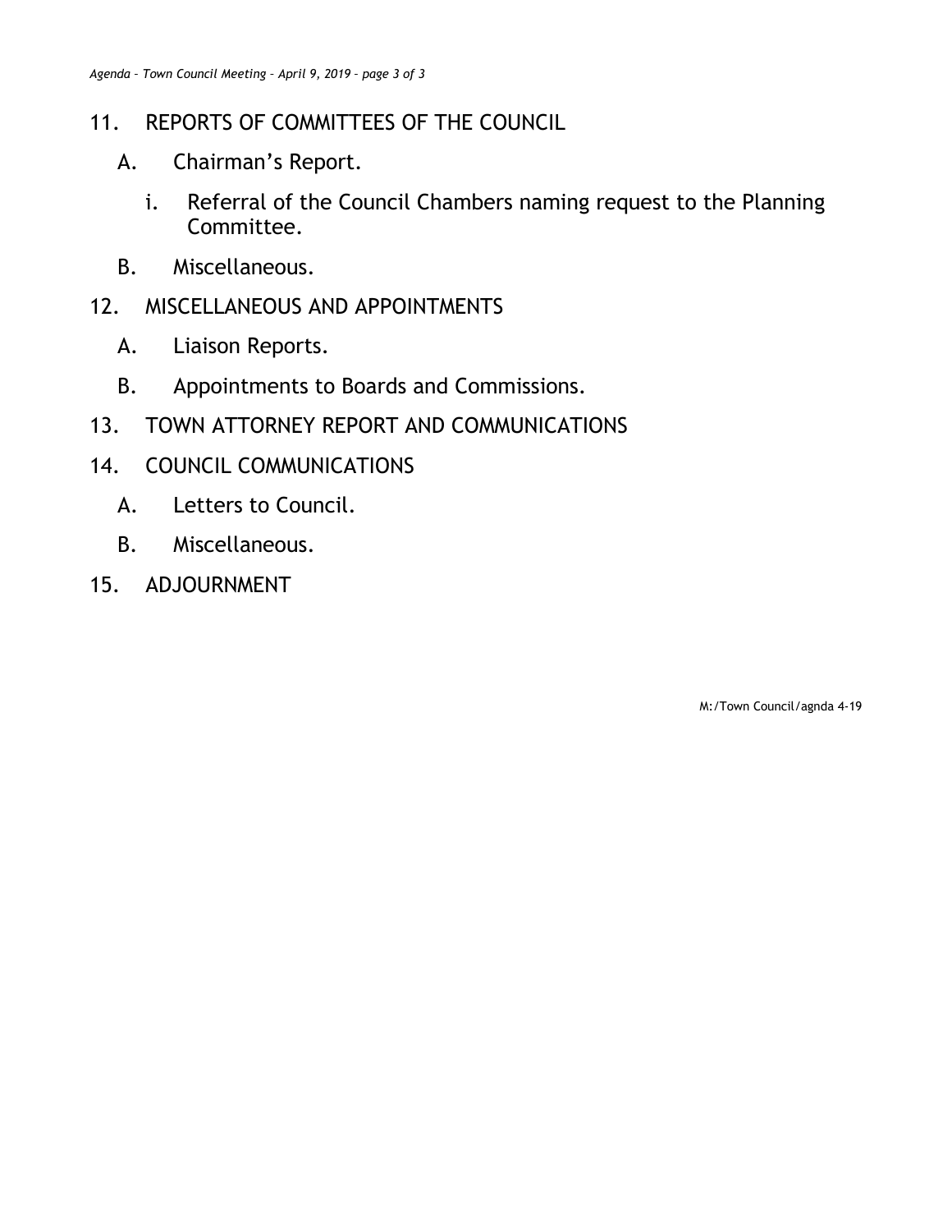11. REPORTS OF COMMITTEES OF THE COUNCIL

    A. Chairman's Report.

       i. Referral of the Council Chambers naming request to the Planning Committee.

    B. Miscellaneous.

12. MISCELLANEOUS AND APPOINTMENTS

    A. Liaison Reports.

    B. Appointments to Boards and Commissions.

13. TOWN ATTORNEY REPORT AND COMMUNICATIONS

14. COUNCIL COMMUNICATIONS

    A. Letters to Council.

    B. Miscellaneous.

15. ADJOURNMENT

M:/Town Council/agnda 4-19